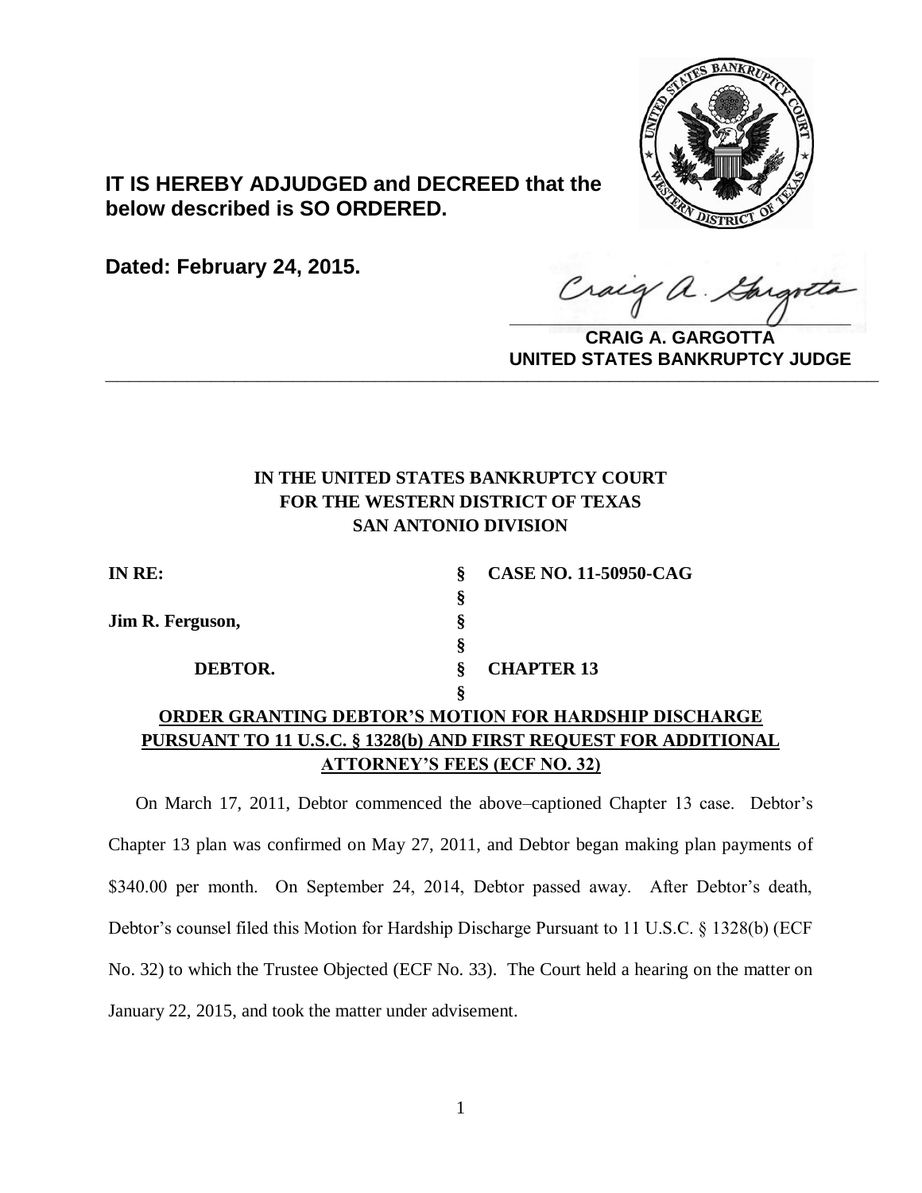**IT IS HEREBY ADJUDGED and DECREED that the below described is SO ORDERED.**

**Dated: February 24, 2015.**

**CRAIG A. GARGOTTA**
**UNITED STATES BANKRUPTCY JUDGE**

---

**IN THE UNITED STATES BANKRUPTCY COURT**
**FOR THE WESTERN DISTRICT OF TEXAS**
**SAN ANTONIO DIVISION**

| | | |
|---|---|---|
| **IN RE:** | **§** | **CASE NO. 11-50950-CAG** |
| | **§** | |
| **Jim R. Ferguson,** | **§** | |
| | **§** | |
| **DEBTOR.** | **§** | **CHAPTER 13** |
| | **§** | |

**ORDER GRANTING DEBTOR'S MOTION FOR HARDSHIP DISCHARGE PURSUANT TO 11 U.S.C. § 1328(b) AND FIRST REQUEST FOR ADDITIONAL ATTORNEY'S FEES (ECF NO. 32)**

On March 17, 2011, Debtor commenced the above–captioned Chapter 13 case. Debtor's Chapter 13 plan was confirmed on May 27, 2011, and Debtor began making plan payments of $340.00 per month. On September 24, 2014, Debtor passed away. After Debtor's death, Debtor's counsel filed this Motion for Hardship Discharge Pursuant to 11 U.S.C. § 1328(b) (ECF No. 32) to which the Trustee Objected (ECF No. 33). The Court held a hearing on the matter on January 22, 2015, and took the matter under advisement.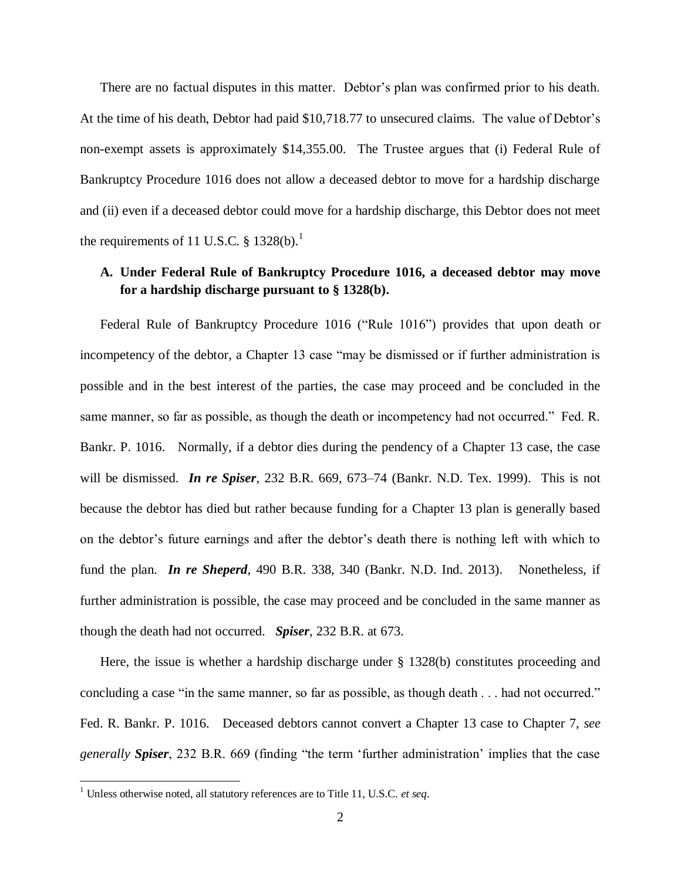There are no factual disputes in this matter. Debtor's plan was confirmed prior to his death. At the time of his death, Debtor had paid $10,718.77 to unsecured claims. The value of Debtor's non-exempt assets is approximately $14,355.00. The Trustee argues that (i) Federal Rule of Bankruptcy Procedure 1016 does not allow a deceased debtor to move for a hardship discharge and (ii) even if a deceased debtor could move for a hardship discharge, this Debtor does not meet the requirements of 11 U.S.C. § 1328(b).[1]

### A. Under Federal Rule of Bankruptcy Procedure 1016, a deceased debtor may move for a hardship discharge pursuant to § 1328(b).

Federal Rule of Bankruptcy Procedure 1016 ("Rule 1016") provides that upon death or incompetency of the debtor, a Chapter 13 case "may be dismissed or if further administration is possible and in the best interest of the parties, the case may proceed and be concluded in the same manner, so far as possible, as though the death or incompetency had not occurred." Fed. R. Bankr. P. 1016. Normally, if a debtor dies during the pendency of a Chapter 13 case, the case will be dismissed. ***In re Spiser***, 232 B.R. 669, 673–74 (Bankr. N.D. Tex. 1999). This is not because the debtor has died but rather because funding for a Chapter 13 plan is generally based on the debtor's future earnings and after the debtor's death there is nothing left with which to fund the plan. ***In re Sheperd***, 490 B.R. 338, 340 (Bankr. N.D. Ind. 2013). Nonetheless, if further administration is possible, the case may proceed and be concluded in the same manner as though the death had not occurred. ***Spiser***, 232 B.R. at 673.

Here, the issue is whether a hardship discharge under § 1328(b) constitutes proceeding and concluding a case "in the same manner, so far as possible, as though death . . . had not occurred." Fed. R. Bankr. P. 1016. Deceased debtors cannot convert a Chapter 13 case to Chapter 7, *see generally* ***Spiser***, 232 B.R. 669 (finding "the term 'further administration' implies that the case

[1] Unless otherwise noted, all statutory references are to Title 11, U.S.C. *et seq*.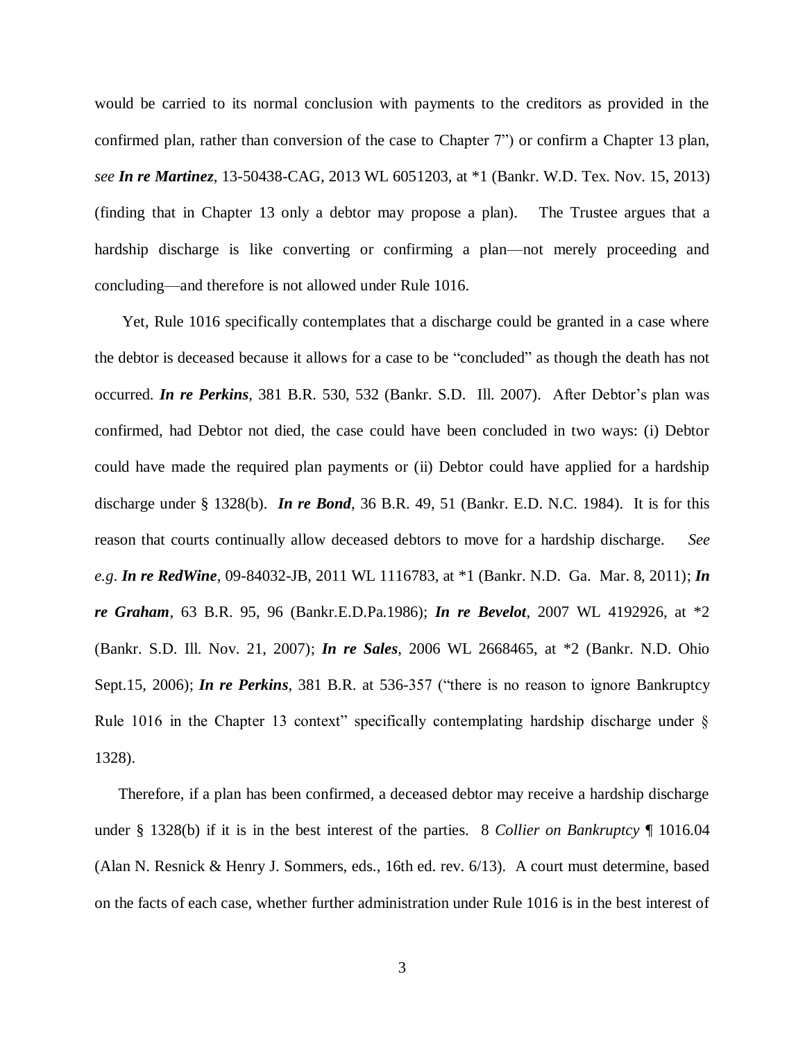would be carried to its normal conclusion with payments to the creditors as provided in the confirmed plan, rather than conversion of the case to Chapter 7") or confirm a Chapter 13 plan, *see* ***In re Martinez***, 13-50438-CAG, 2013 WL 6051203, at *1 (Bankr. W.D. Tex. Nov. 15, 2013) (finding that in Chapter 13 only a debtor may propose a plan). The Trustee argues that a hardship discharge is like converting or confirming a plan—not merely proceeding and concluding—and therefore is not allowed under Rule 1016.

Yet, Rule 1016 specifically contemplates that a discharge could be granted in a case where the debtor is deceased because it allows for a case to be "concluded" as though the death has not occurred. ***In re Perkins***, 381 B.R. 530, 532 (Bankr. S.D. Ill. 2007). After Debtor's plan was confirmed, had Debtor not died, the case could have been concluded in two ways: (i) Debtor could have made the required plan payments or (ii) Debtor could have applied for a hardship discharge under § 1328(b). ***In re Bond***, 36 B.R. 49, 51 (Bankr. E.D. N.C. 1984). It is for this reason that courts continually allow deceased debtors to move for a hardship discharge. *See e.g.* ***In re RedWine***, 09-84032-JB, 2011 WL 1116783, at *1 (Bankr. N.D. Ga. Mar. 8, 2011); ***In re Graham***, 63 B.R. 95, 96 (Bankr.E.D.Pa.1986); ***In re Bevelot***, 2007 WL 4192926, at *2 (Bankr. S.D. Ill. Nov. 21, 2007); ***In re Sales***, 2006 WL 2668465, at *2 (Bankr. N.D. Ohio Sept.15, 2006); ***In re Perkins***, 381 B.R. at 536-357 ("there is no reason to ignore Bankruptcy Rule 1016 in the Chapter 13 context" specifically contemplating hardship discharge under § 1328).

Therefore, if a plan has been confirmed, a deceased debtor may receive a hardship discharge under § 1328(b) if it is in the best interest of the parties. 8 *Collier on Bankruptcy* ¶ 1016.04 (Alan N. Resnick & Henry J. Sommers, eds., 16th ed. rev. 6/13). A court must determine, based on the facts of each case, whether further administration under Rule 1016 is in the best interest of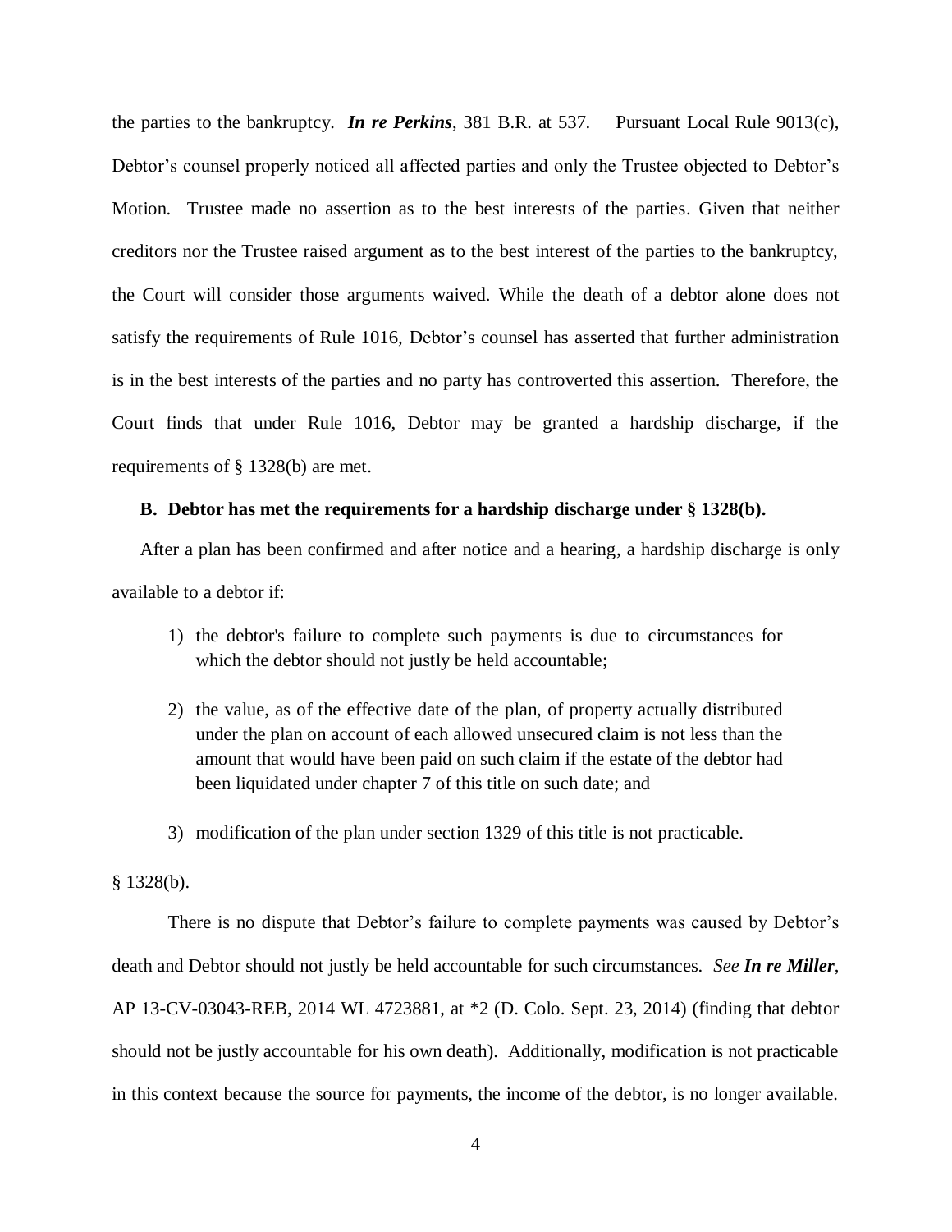the parties to the bankruptcy. ***In re Perkins***, 381 B.R. at 537. Pursuant Local Rule 9013(c), Debtor's counsel properly noticed all affected parties and only the Trustee objected to Debtor's Motion. Trustee made no assertion as to the best interests of the parties. Given that neither creditors nor the Trustee raised argument as to the best interest of the parties to the bankruptcy, the Court will consider those arguments waived. While the death of a debtor alone does not satisfy the requirements of Rule 1016, Debtor's counsel has asserted that further administration is in the best interests of the parties and no party has controverted this assertion. Therefore, the Court finds that under Rule 1016, Debtor may be granted a hardship discharge, if the requirements of § 1328(b) are met.

**B. Debtor has met the requirements for a hardship discharge under § 1328(b).**

After a plan has been confirmed and after notice and a hearing, a hardship discharge is only available to a debtor if:

> 1) the debtor's failure to complete such payments is due to circumstances for which the debtor should not justly be held accountable;
>
> 2) the value, as of the effective date of the plan, of property actually distributed under the plan on account of each allowed unsecured claim is not less than the amount that would have been paid on such claim if the estate of the debtor had been liquidated under chapter 7 of this title on such date; and
>
> 3) modification of the plan under section 1329 of this title is not practicable.

§ 1328(b).

There is no dispute that Debtor's failure to complete payments was caused by Debtor's death and Debtor should not justly be held accountable for such circumstances. *See* ***In re Miller***, AP 13-CV-03043-REB, 2014 WL 4723881, at *2 (D. Colo. Sept. 23, 2014) (finding that debtor should not be justly accountable for his own death). Additionally, modification is not practicable in this context because the source for payments, the income of the debtor, is no longer available.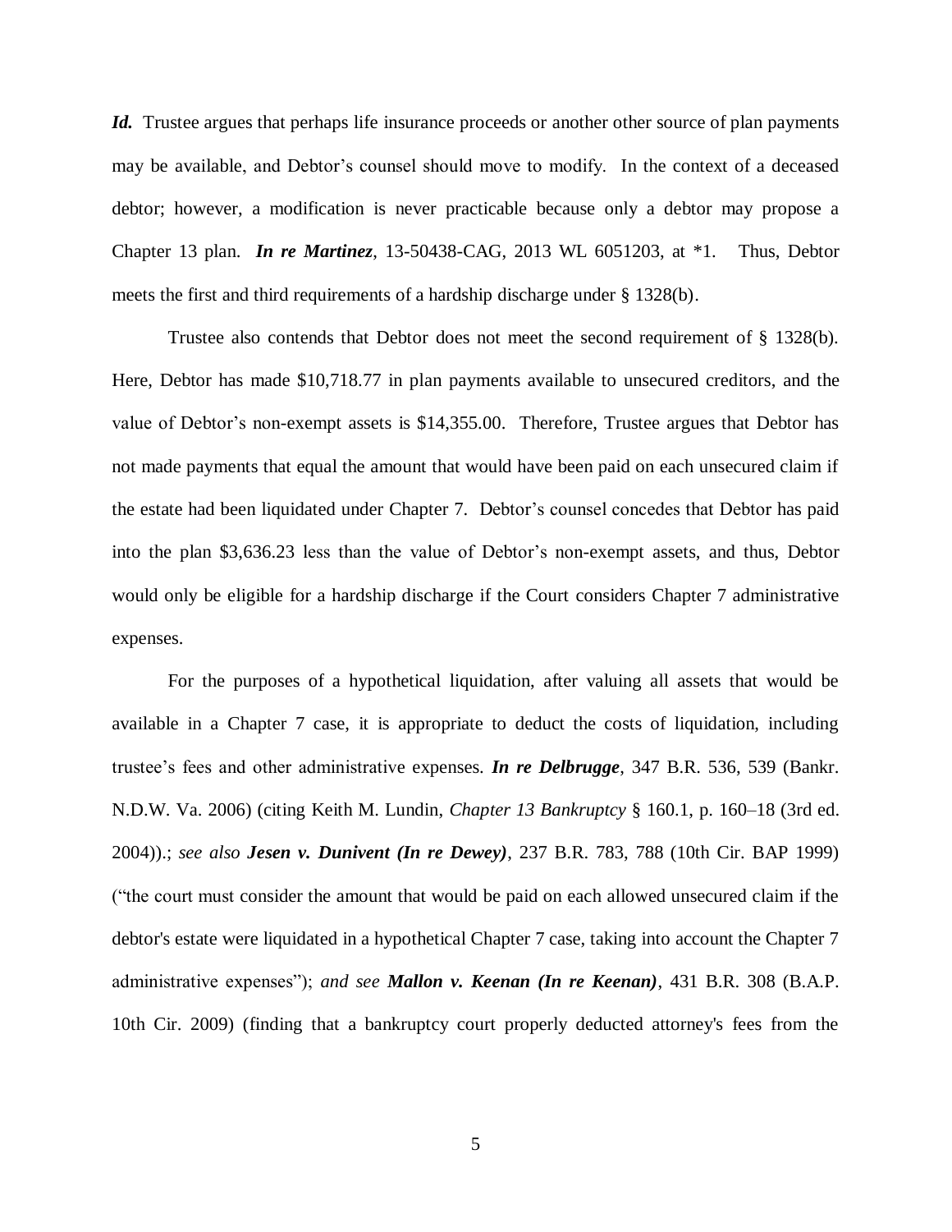***Id.*** Trustee argues that perhaps life insurance proceeds or another other source of plan payments may be available, and Debtor's counsel should move to modify. In the context of a deceased debtor; however, a modification is never practicable because only a debtor may propose a Chapter 13 plan. ***In re Martinez***, 13-50438-CAG, 2013 WL 6051203, at *1. Thus, Debtor meets the first and third requirements of a hardship discharge under § 1328(b).

Trustee also contends that Debtor does not meet the second requirement of § 1328(b). Here, Debtor has made $10,718.77 in plan payments available to unsecured creditors, and the value of Debtor's non-exempt assets is $14,355.00. Therefore, Trustee argues that Debtor has not made payments that equal the amount that would have been paid on each unsecured claim if the estate had been liquidated under Chapter 7. Debtor's counsel concedes that Debtor has paid into the plan $3,636.23 less than the value of Debtor's non-exempt assets, and thus, Debtor would only be eligible for a hardship discharge if the Court considers Chapter 7 administrative expenses.

For the purposes of a hypothetical liquidation, after valuing all assets that would be available in a Chapter 7 case, it is appropriate to deduct the costs of liquidation, including trustee's fees and other administrative expenses. ***In re Delbrugge***, 347 B.R. 536, 539 (Bankr. N.D.W. Va. 2006) (citing Keith M. Lundin, *Chapter 13 Bankruptcy* § 160.1, p. 160–18 (3rd ed. 2004)).; *see also* ***Jesen v. Dunivent (In re Dewey)***, 237 B.R. 783, 788 (10th Cir. BAP 1999) ("the court must consider the amount that would be paid on each allowed unsecured claim if the debtor's estate were liquidated in a hypothetical Chapter 7 case, taking into account the Chapter 7 administrative expenses"); *and see* ***Mallon v. Keenan (In re Keenan)***, 431 B.R. 308 (B.A.P. 10th Cir. 2009) (finding that a bankruptcy court properly deducted attorney's fees from the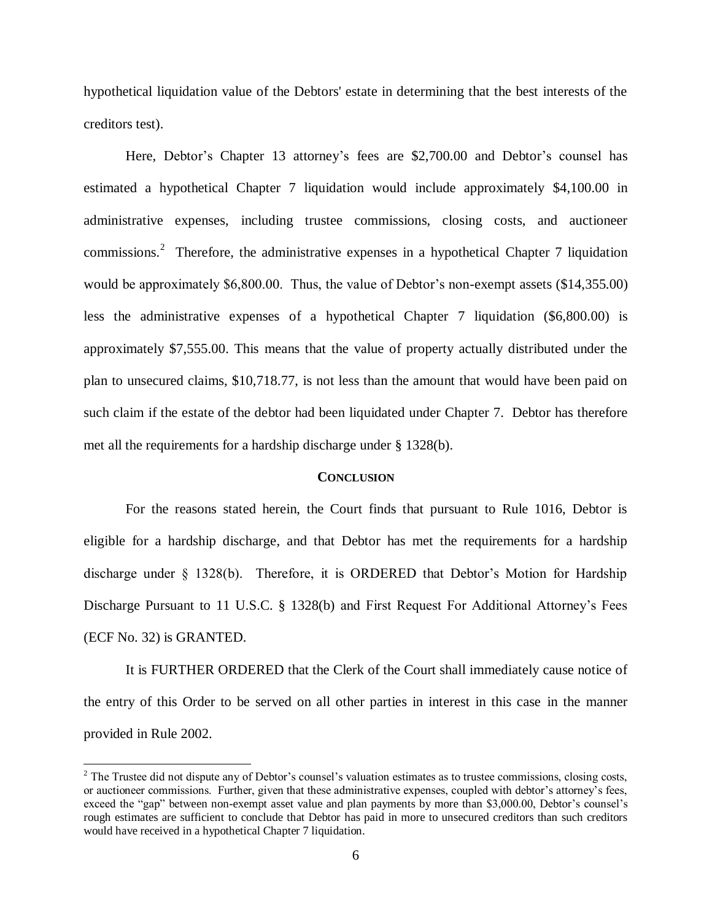hypothetical liquidation value of the Debtors' estate in determining that the best interests of the creditors test).

Here, Debtor's Chapter 13 attorney's fees are $2,700.00 and Debtor's counsel has estimated a hypothetical Chapter 7 liquidation would include approximately $4,100.00 in administrative expenses, including trustee commissions, closing costs, and auctioneer commissions.[2] Therefore, the administrative expenses in a hypothetical Chapter 7 liquidation would be approximately $6,800.00. Thus, the value of Debtor's non-exempt assets ($14,355.00) less the administrative expenses of a hypothetical Chapter 7 liquidation ($6,800.00) is approximately $7,555.00. This means that the value of property actually distributed under the plan to unsecured claims, $10,718.77, is not less than the amount that would have been paid on such claim if the estate of the debtor had been liquidated under Chapter 7. Debtor has therefore met all the requirements for a hardship discharge under § 1328(b).

## CONCLUSION

For the reasons stated herein, the Court finds that pursuant to Rule 1016, Debtor is eligible for a hardship discharge, and that Debtor has met the requirements for a hardship discharge under § 1328(b). Therefore, it is ORDERED that Debtor's Motion for Hardship Discharge Pursuant to 11 U.S.C. § 1328(b) and First Request For Additional Attorney's Fees (ECF No. 32) is GRANTED.

It is FURTHER ORDERED that the Clerk of the Court shall immediately cause notice of the entry of this Order to be served on all other parties in interest in this case in the manner provided in Rule 2002.

---

[2] The Trustee did not dispute any of Debtor's counsel's valuation estimates as to trustee commissions, closing costs, or auctioneer commissions. Further, given that these administrative expenses, coupled with debtor's attorney's fees, exceed the "gap" between non-exempt asset value and plan payments by more than $3,000.00, Debtor's counsel's rough estimates are sufficient to conclude that Debtor has paid in more to unsecured creditors than such creditors would have received in a hypothetical Chapter 7 liquidation.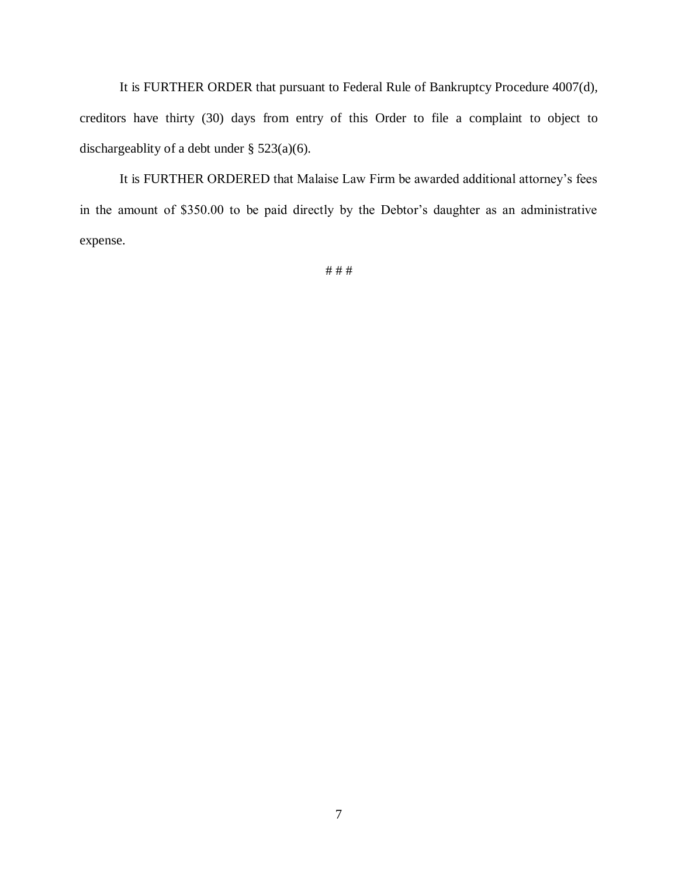It is FURTHER ORDER that pursuant to Federal Rule of Bankruptcy Procedure 4007(d), creditors have thirty (30) days from entry of this Order to file a complaint to object to dischargeablity of a debt under § 523(a)(6).

It is FURTHER ORDERED that Malaise Law Firm be awarded additional attorney's fees in the amount of $350.00 to be paid directly by the Debtor's daughter as an administrative expense.

# # #